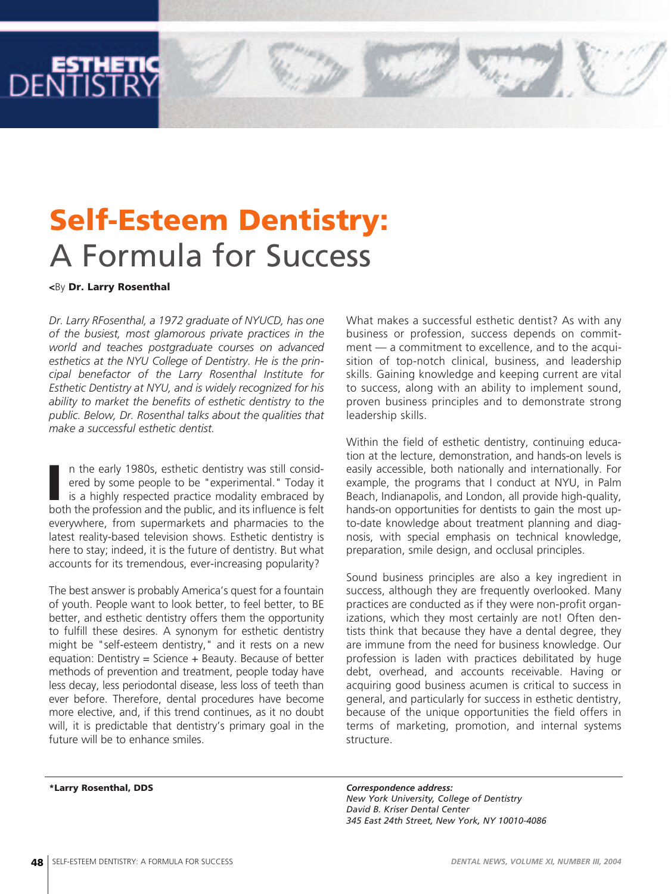# Self-Esteem Dentistry: A Formula for Success

<By **Dr. Larry Rosenthal**

*Dr. Larry RFosenthal, a 1972 graduate of NYUCD, has one of the busiest, most glamorous private practices in the world and teaches postgraduate courses on advanced esthetics at the NYU College of Dentistry. He is the principal benefactor of the Larry Rosenthal Institute for Esthetic Dentistry at NYU, and is widely recognized for his ability to market the benefits of esthetic dentistry to the public. Below, Dr. Rosenthal talks about the qualities that make a successful esthetic dentist.*

In the early 1980s, esthetic dentistry was still considered by some people to be "experimental." Today it is a highly respected practice modality embraced by both the profession and the public, and its influence is felt everywhere, from supermarkets and pharmacies to the latest reality-based television shows. Esthetic dentistry is here to stay; indeed, it is the future of dentistry. But what accounts for its tremendous, ever-increasing popularity?

The best answer is probably America's quest for a fountain of youth. People want to look better, to feel better, to BE better, and esthetic dentistry offers them the opportunity to fulfill these desires. A synonym for esthetic dentistry might be "self-esteem dentistry," and it rests on a new equation: Dentistry = Science + Beauty. Because of better methods of prevention and treatment, people today have less decay, less periodontal disease, less loss of teeth than ever before. Therefore, dental procedures have become more elective, and, if this trend continues, as it no doubt will, it is predictable that dentistry's primary goal in the future will be to enhance smiles.

What makes a successful esthetic dentist? As with any business or profession, success depends on commitment — a commitment to excellence, and to the acquisition of top-notch clinical, business, and leadership skills. Gaining knowledge and keeping current are vital to success, along with an ability to implement sound, proven business principles and to demonstrate strong leadership skills.

Within the field of esthetic dentistry, continuing education at the lecture, demonstration, and hands-on levels is easily accessible, both nationally and internationally. For example, the programs that I conduct at NYU, in Palm Beach, Indianapolis, and London, all provide high-quality, hands-on opportunities for dentists to gain the most up-to-date knowledge about treatment planning and diagnosis, with special emphasis on technical knowledge, preparation, smile design, and occlusal principles.

Sound business principles are also a key ingredient in success, although they are frequently overlooked. Many practices are conducted as if they were non-profit organizations, which they most certainly are not! Often dentists think that because they have a dental degree, they are immune from the need for business knowledge. Our profession is laden with practices debilitated by huge debt, overhead, and accounts receivable. Having or acquiring good business acumen is critical to success in general, and particularly for success in esthetic dentistry, because of the unique opportunities the field offers in terms of marketing, promotion, and internal systems structure.

---

**\*Larry Rosenthal, DDS**

***Correspondence address:***
*New York University, College of Dentistry*
*David B. Kriser Dental Center*
*345 East 24th Street, New York, NY 10010-4086*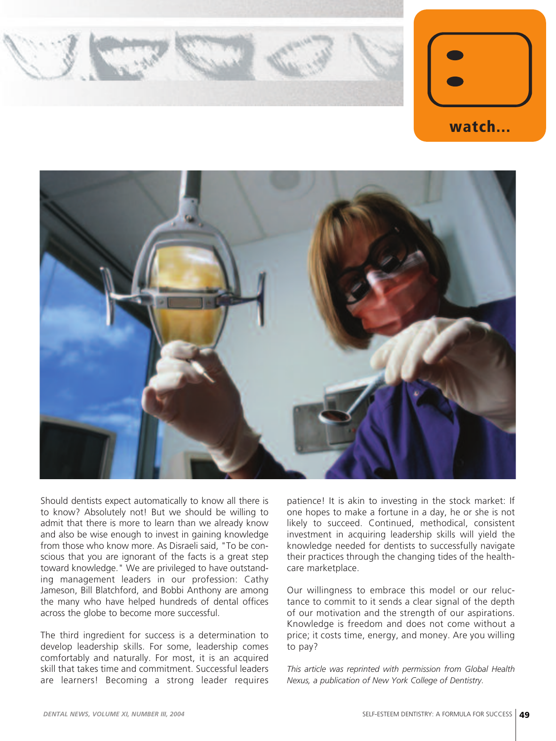watch...

Should dentists expect automatically to know all there is to know? Absolutely not! But we should be willing to admit that there is more to learn than we already know and also be wise enough to invest in gaining knowledge from those who know more. As Disraeli said, "To be conscious that you are ignorant of the facts is a great step toward knowledge." We are privileged to have outstanding management leaders in our profession: Cathy Jameson, Bill Blatchford, and Bobbi Anthony are among the many who have helped hundreds of dental offices across the globe to become more successful.

The third ingredient for success is a determination to develop leadership skills. For some, leadership comes comfortably and naturally. For most, it is an acquired skill that takes time and commitment. Successful leaders are learners! Becoming a strong leader requires patience! It is akin to investing in the stock market: If one hopes to make a fortune in a day, he or she is not likely to succeed. Continued, methodical, consistent investment in acquiring leadership skills will yield the knowledge needed for dentists to successfully navigate their practices through the changing tides of the healthcare marketplace.

Our willingness to embrace this model or our reluctance to commit to it sends a clear signal of the depth of our motivation and the strength of our aspirations. Knowledge is freedom and does not come without a price; it costs time, energy, and money. Are you willing to pay?

*This article was reprinted with permission from Global Health Nexus, a publication of New York College of Dentistry.*